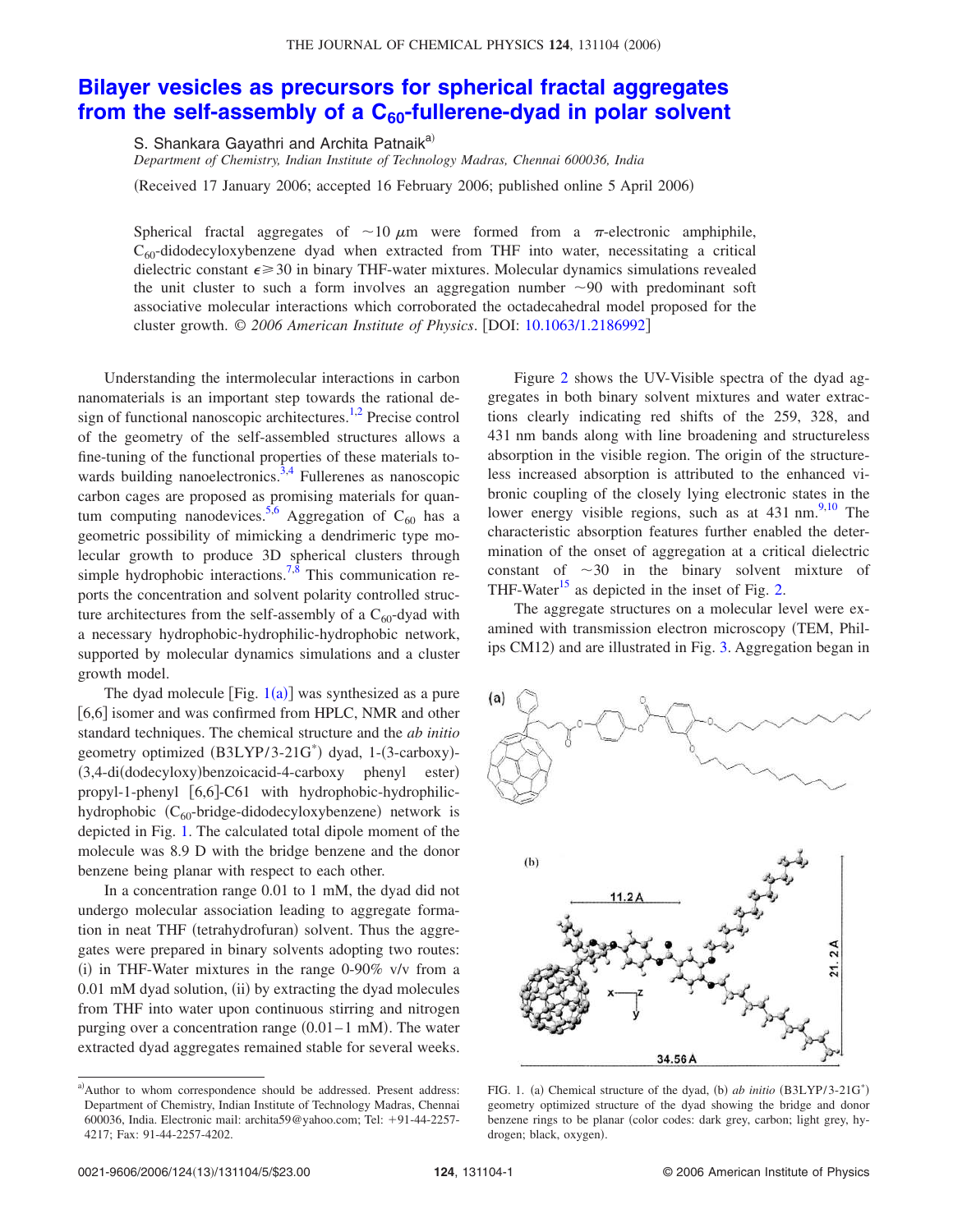# Bilayer vesicles as precursors for spherical fractal aggregates from the self-assembly of a $C_{60}$-fullerene-dyad in polar solvent

S. Shankara Gayathri and Archita Patnaik[a]

*Department of Chemistry, Indian Institute of Technology Madras, Chennai 600036, India*

(Received 17 January 2006; accepted 16 February 2006; published online 5 April 2006)

Spherical fractal aggregates of $\sim 10\ \mu m$ were formed from a $\pi$-electronic amphiphile, $C_{60}$-didodecyloxybenzene dyad when extracted from THF into water, necessitating a critical dielectric constant $\epsilon \geq 30$ in binary THF-water mixtures. Molecular dynamics simulations revealed the unit cluster to such a form involves an aggregation number $\sim 90$ with predominant soft associative molecular interactions which corroborated the octadecahedral model proposed for the cluster growth. © *2006 American Institute of Physics*. [DOI: 10.1063/1.2186992]

Understanding the intermolecular interactions in carbon nanomaterials is an important step towards the rational design of functional nanoscopic architectures.[1,2] Precise control of the geometry of the self-assembled structures allows a fine-tuning of the functional properties of these materials towards building nanoelectronics.[3,4] Fullerenes as nanoscopic carbon cages are proposed as promising materials for quantum computing nanodevices.[5,6] Aggregation of $C_{60}$ has a geometric possibility of mimicking a dendrimeric type molecular growth to produce 3D spherical clusters through simple hydrophobic interactions.[7,8] This communication reports the concentration and solvent polarity controlled structure architectures from the self-assembly of a $C_{60}$-dyad with a necessary hydrophobic-hydrophilic-hydrophobic network, supported by molecular dynamics simulations and a cluster growth model.

The dyad molecule [Fig. 1(a)] was synthesized as a pure [6,6] isomer and was confirmed from HPLC, NMR and other standard techniques. The chemical structure and the *ab initio* geometry optimized (B3LYP/3-21G*) dyad, 1-(3-carboxy)-(3,4-di(dodecyloxy)benzoicacid-4-carboxy phenyl ester) propyl-1-phenyl [6,6]-C61 with hydrophobic-hydrophilic-hydrophobic ($C_{60}$-bridge-didodecyloxybenzene) network is depicted in Fig. 1. The calculated total dipole moment of the molecule was 8.9 D with the bridge benzene and the donor benzene being planar with respect to each other.

In a concentration range 0.01 to 1 mM, the dyad did not undergo molecular association leading to aggregate formation in neat THF (tetrahydrofuran) solvent. Thus the aggregates were prepared in binary solvents adopting two routes: (i) in THF-Water mixtures in the range 0-90% v/v from a 0.01 mM dyad solution, (ii) by extracting the dyad molecules from THF into water upon continuous stirring and nitrogen purging over a concentration range (0.01–1 mM). The water extracted dyad aggregates remained stable for several weeks.

Figure 2 shows the UV-Visible spectra of the dyad aggregates in both binary solvent mixtures and water extractions clearly indicating red shifts of the 259, 328, and 431 nm bands along with line broadening and structureless absorption in the visible region. The origin of the structureless increased absorption is attributed to the enhanced vibronic coupling of the closely lying electronic states in the lower energy visible regions, such as at 431 nm.[9,10] The characteristic absorption features further enabled the determination of the onset of aggregation at a critical dielectric constant of $\sim 30$ in the binary solvent mixture of THF-Water[15] as depicted in the inset of Fig. 2.

The aggregate structures on a molecular level were examined with transmission electron microscopy (TEM, Philips CM12) and are illustrated in Fig. 3. Aggregation began in

(a)

(b)

11.2 A

21.2 A

34.56 A

x z y

FIG. 1. (a) Chemical structure of the dyad, (b) *ab initio* (B3LYP/3-21G*) geometry optimized structure of the dyad showing the bridge and donor benzene rings to be planar (color codes: dark grey, carbon; light grey, hydrogen; black, oxygen).

[a]Author to whom correspondence should be addressed. Present address: Department of Chemistry, Indian Institute of Technology Madras, Chennai 600036, India. Electronic mail: archita59@yahoo.com; Tel: +91-44-2257-4217; Fax: 91-44-2257-4202.

0021-9606/2006/124(13)/131104/5/$23.00 © 2006 American Institute of Physics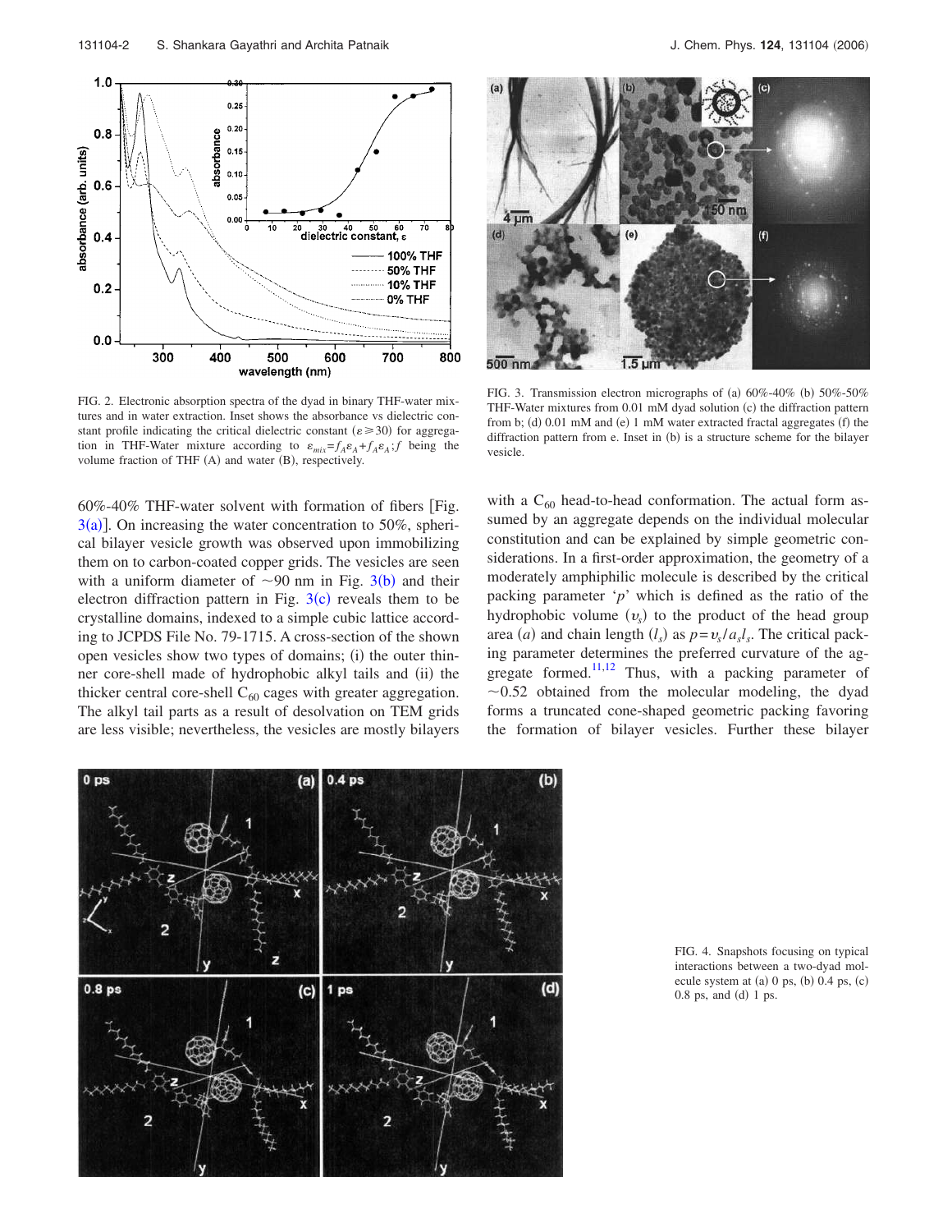FIG. 2. Electronic absorption spectra of the dyad in binary THF-water mixtures and in water extraction. Inset shows the absorbance vs dielectric constant profile indicating the critical dielectric constant ($\varepsilon \geq 30$) for aggregation in THF-Water mixture according to $\varepsilon_{mix} = f_A \varepsilon_A + f_A \varepsilon_A$; $f$ being the volume fraction of THF (A) and water (B), respectively.

FIG. 3. Transmission electron micrographs of (a) 60%-40% (b) 50%-50% THF-Water mixtures from 0.01 mM dyad solution (c) the diffraction pattern from b; (d) 0.01 mM and (e) 1 mM water extracted fractal aggregates (f) the diffraction pattern from e. Inset in (b) is a structure scheme for the bilayer vesicle.

60%-40% THF-water solvent with formation of fibers [Fig. 3(a)]. On increasing the water concentration to 50%, spherical bilayer vesicle growth was observed upon immobilizing them on to carbon-coated copper grids. The vesicles are seen with a uniform diameter of ~90 nm in Fig. 3(b) and their electron diffraction pattern in Fig. 3(c) reveals them to be crystalline domains, indexed to a simple cubic lattice according to JCPDS File No. 79-1715. A cross-section of the shown open vesicles show two types of domains; (i) the outer thinner core-shell made of hydrophobic alkyl tails and (ii) the thicker central core-shell $C_{60}$ cages with greater aggregation. The alkyl tail parts as a result of desolvation on TEM grids are less visible; nevertheless, the vesicles are mostly bilayers with a $C_{60}$ head-to-head conformation. The actual form assumed by an aggregate depends on the individual molecular constitution and can be explained by simple geometric considerations. In a first-order approximation, the geometry of a moderately amphiphilic molecule is described by the critical packing parameter '$p$' which is defined as the ratio of the hydrophobic volume ($v_s$) to the product of the head group area ($a$) and chain length ($l_s$) as $p = v_s / a_s l_s$. The critical packing parameter determines the preferred curvature of the aggregate formed.[11,12] Thus, with a packing parameter of ~0.52 obtained from the molecular modeling, the dyad forms a truncated cone-shaped geometric packing favoring the formation of bilayer vesicles. Further these bilayer

FIG. 4. Snapshots focusing on typical interactions between a two-dyad molecule system at (a) 0 ps, (b) 0.4 ps, (c) 0.8 ps, and (d) 1 ps.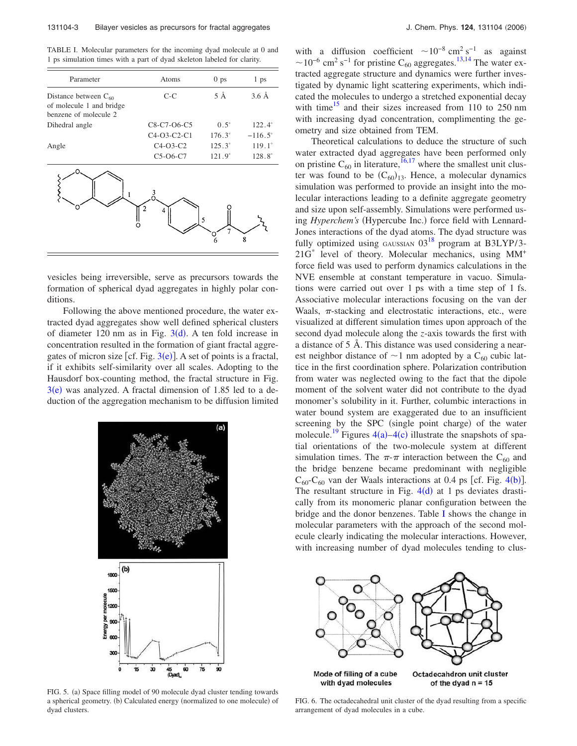TABLE I. Molecular parameters for the incoming dyad molecule at 0 and 1 ps simulation times with a part of dyad skeleton labeled for clarity.

| Parameter | Atoms | 0 ps | 1 ps |
|---|---|---|---|
| Distance between $C_{60}$ of molecule 1 and bridge benzene of molecule 2 | C-C | 5 Å | 3.6 Å |
| Dihedral angle | C8-C7-O6-C5 | 0.5° | 122.4° |
| | C4-O3-C2-C1 | 176.3° | −116.5° |
| Angle | C4-O3-C2 | 125.3° | 119.1° |
| | C5-O6-C7 | 121.9° | 128.8° |

vesicles being irreversible, serve as precursors towards the formation of spherical dyad aggregates in highly polar conditions.

Following the above mentioned procedure, the water extracted dyad aggregates show well defined spherical clusters of diameter 120 nm as in Fig. 3(d). A ten fold increase in concentration resulted in the formation of giant fractal aggregates of micron size [cf. Fig. 3(e)]. A set of points is a fractal, if it exhibits self-similarity over all scales. Adopting to the Hausdorf box-counting method, the fractal structure in Fig. 3(e) was analyzed. A fractal dimension of 1.85 led to a deduction of the aggregation mechanism to be diffusion limited with a diffusion coefficient $\sim 10^{-8}$ $cm^2$ $s^{-1}$ as against $\sim 10^{-6}$ $cm^2$ $s^{-1}$ for pristine $C_{60}$ aggregates.[13,14] The water extracted aggregate structure and dynamics were further investigated by dynamic light scattering experiments, which indicated the molecules to undergo a stretched exponential decay with time[15] and their sizes increased from 110 to 250 nm with increasing dyad concentration, complimenting the geometry and size obtained from TEM.

Theoretical calculations to deduce the structure of such water extracted dyad aggregates have been performed only on pristine $C_{60}$ in literature,[16,17] where the smallest unit cluster was found to be $(C_{60})_{13}$. Hence, a molecular dynamics simulation was performed to provide an insight into the molecular interactions leading to a definite aggregate geometry and size upon self-assembly. Simulations were performed using *Hyperchem's* (Hypercube Inc.) force field with Lennard-Jones interactions of the dyad atoms. The dyad structure was fully optimized using GAUSSIAN 03[18] program at B3LYP/3-21G* level of theory. Molecular mechanics, using MM+ force field was used to perform dynamics calculations in the NVE ensemble at constant temperature in vacuo. Simulations were carried out over 1 ps with a time step of 1 fs. Associative molecular interactions focusing on the van der Waals, $\pi$-stacking and electrostatic interactions, etc., were visualized at different simulation times upon approach of the second dyad molecule along the $z$-axis towards the first with a distance of 5 Å. This distance was used considering a nearest neighbor distance of $\sim$1 nm adopted by a $C_{60}$ cubic lattice in the first coordination sphere. Polarization contribution from water was neglected owing to the fact that the dipole moment of the solvent water did not contribute to the dyad monomer's solubility in it. Further, columbic interactions in water bound system are exaggerated due to an insufficient screening by the SPC (single point charge) of the water molecule.[19] Figures 4(a)–4(c) illustrate the snapshots of spatial orientations of the two-molecule system at different simulation times. The $\pi$-$\pi$ interaction between the $C_{60}$ and the bridge benzene became predominant with negligible $C_{60}$-$C_{60}$ van der Waals interactions at 0.4 ps [cf. Fig. 4(b)]. The resultant structure in Fig. 4(d) at 1 ps deviates drastically from its monomeric planar configuration between the bridge and the donor benzenes. Table I shows the change in molecular parameters with the approach of the second molecule clearly indicating the molecular interactions. However, with increasing number of dyad molecules tending to clus-

(a)

(b)

Energy per molecule

1800
1500
1200
900
600
300

0 15 30 45 60 75 90

$(Dyad)_n$

FIG. 5. (a) Space filling model of 90 molecule dyad cluster tending towards a spherical geometry. (b) Calculated energy (normalized to one molecule) of dyad clusters.

Mode of filling of a cube with dyad molecules

Octadecahedron unit cluster of the dyad n = 15

FIG. 6. The octadecahedral unit cluster of the dyad resulting from a specific arrangement of dyad molecules in a cube.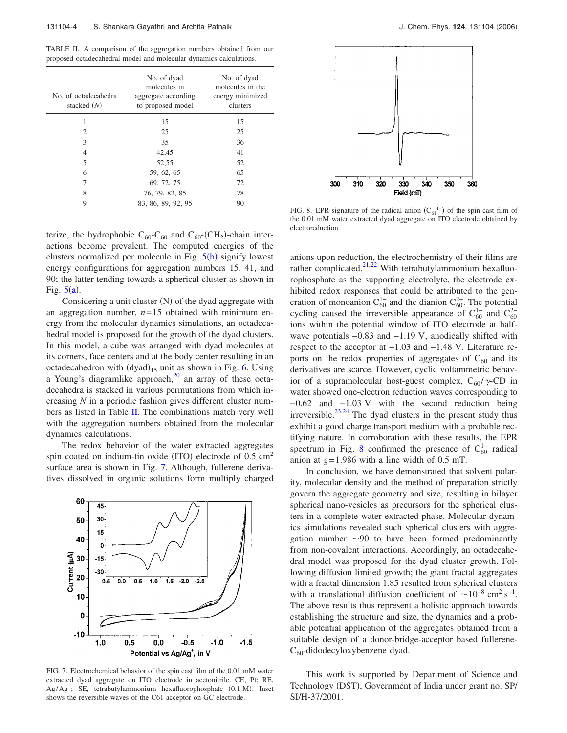TABLE II. A comparison of the aggregation numbers obtained from our proposed octadecahedral model and molecular dynamics calculations.

| No. of octadecahedra stacked ($N$) | No. of dyad molecules in aggregate according to proposed model | No. of dyad molecules in the energy minimized clusters |
|---|---|---|
| 1 | 15 | 15 |
| 2 | 25 | 25 |
| 3 | 35 | 36 |
| 4 | 42,45 | 41 |
| 5 | 52,55 | 52 |
| 6 | 59, 62, 65 | 65 |
| 7 | 69, 72, 75 | 72 |
| 8 | 76, 79, 82, 85 | 78 |
| 9 | 83, 86, 89, 92, 95 | 90 |

terize, the hydrophobic $C_{60}$-$C_{60}$ and $C_{60}$-$(CH_2)$-chain interactions become prevalent. The computed energies of the clusters normalized per molecule in Fig. 5(b) signify lowest energy configurations for aggregation numbers 15, 41, and 90; the latter tending towards a spherical cluster as shown in Fig. 5(a).

Considering a unit cluster (N) of the dyad aggregate with an aggregation number, $n=15$ obtained with minimum energy from the molecular dynamics simulations, an octadecahedral model is proposed for the growth of the dyad clusters. In this model, a cube was arranged with dyad molecules at its corners, face centers and at the body center resulting in an octadecahedron with $(\text{dyad})_{15}$ unit as shown in Fig. 6. Using a Young's diagramlike approach,[20] an array of these octadecahedra is stacked in various permutations from which increasing $N$ in a periodic fashion gives different cluster numbers as listed in Table II. The combinations match very well with the aggregation numbers obtained from the molecular dynamics calculations.

The redox behavior of the water extracted aggregates spin coated on indium-tin oxide (ITO) electrode of 0.5 $cm^2$ surface area is shown in Fig. 7. Although, fullerene derivatives dissolved in organic solutions form multiply charged

60
50
40
30
20
10
0
-10
Current (μA)
1.0 0.5 0.0 -0.5 -1.0 -1.5
Potential vs Ag/Ag$^+$, in V
45
30
15
0
-15
-30
0.5 0.0 -0.5 -1.0 -1.5 -2.0 -2.5

FIG. 7. Electrochemical behavior of the spin cast film of the 0.01 mM water extracted dyad aggregate on ITO electrode in acetonitrile. CE, Pt; RE, $Ag/Ag^+$; SE, tetrabutylammonium hexafluorophosphate (0.1 M). Inset shows the reversible waves of the C61-acceptor on GC electrode.

300 310 320 330 340 350 360
Field (mT)

FIG. 8. EPR signature of the radical anion $(C_{61}^{1-})$ of the spin cast film of the 0.01 mM water extracted dyad aggregate on ITO electrode obtained by electroreduction.

anions upon reduction, the electrochemistry of their films are rather complicated.[21,22] With tetrabutylammonium hexafluorophosphate as the supporting electrolyte, the electrode exhibited redox responses that could be attributed to the generation of monoanion $C_{60}^{1-}$ and the dianion $C_{60}^{2-}$. The potential cycling caused the irreversible appearance of $C_{60}^{1-}$ and $C_{60}^{2-}$ ions within the potential window of ITO electrode at half-wave potentials −0.83 and −1.19 V, anodically shifted with respect to the acceptor at −1.03 and −1.48 V. Literature reports on the redox properties of aggregates of $C_{60}$ and its derivatives are scarce. However, cyclic voltammetric behavior of a supramolecular host-guest complex, $C_{60}/\gamma$-CD in water showed one-electron reduction waves corresponding to −0.62 and −1.03 V with the second reduction being irreversible.[23,24] The dyad clusters in the present study thus exhibit a good charge transport medium with a probable rectifying nature. In corroboration with these results, the EPR spectrum in Fig. 8 confirmed the presence of $C_{60}^{1-}$ radical anion at $g=1.986$ with a line width of 0.5 mT.

In conclusion, we have demonstrated that solvent polarity, molecular density and the method of preparation strictly govern the aggregate geometry and size, resulting in bilayer spherical nano-vesicles as precursors for the spherical clusters in a complete water extracted phase. Molecular dynamics simulations revealed such spherical clusters with aggregation number ~90 to have been formed predominantly from non-covalent interactions. Accordingly, an octadecahedral model was proposed for the dyad cluster growth. Following diffusion limited growth; the giant fractal aggregates with a fractal dimension 1.85 resulted from spherical clusters with a translational diffusion coefficient of $\sim 10^{-8}$ $cm^2\,s^{-1}$. The above results thus represent a holistic approach towards establishing the structure and size, the dynamics and a probable potential application of the aggregates obtained from a suitable design of a donor-bridge-acceptor based fullerene-$C_{60}$-didodecyloxybenzene dyad.

This work is supported by Department of Science and Technology (DST), Government of India under grant no. SP/SI/H-37/2001.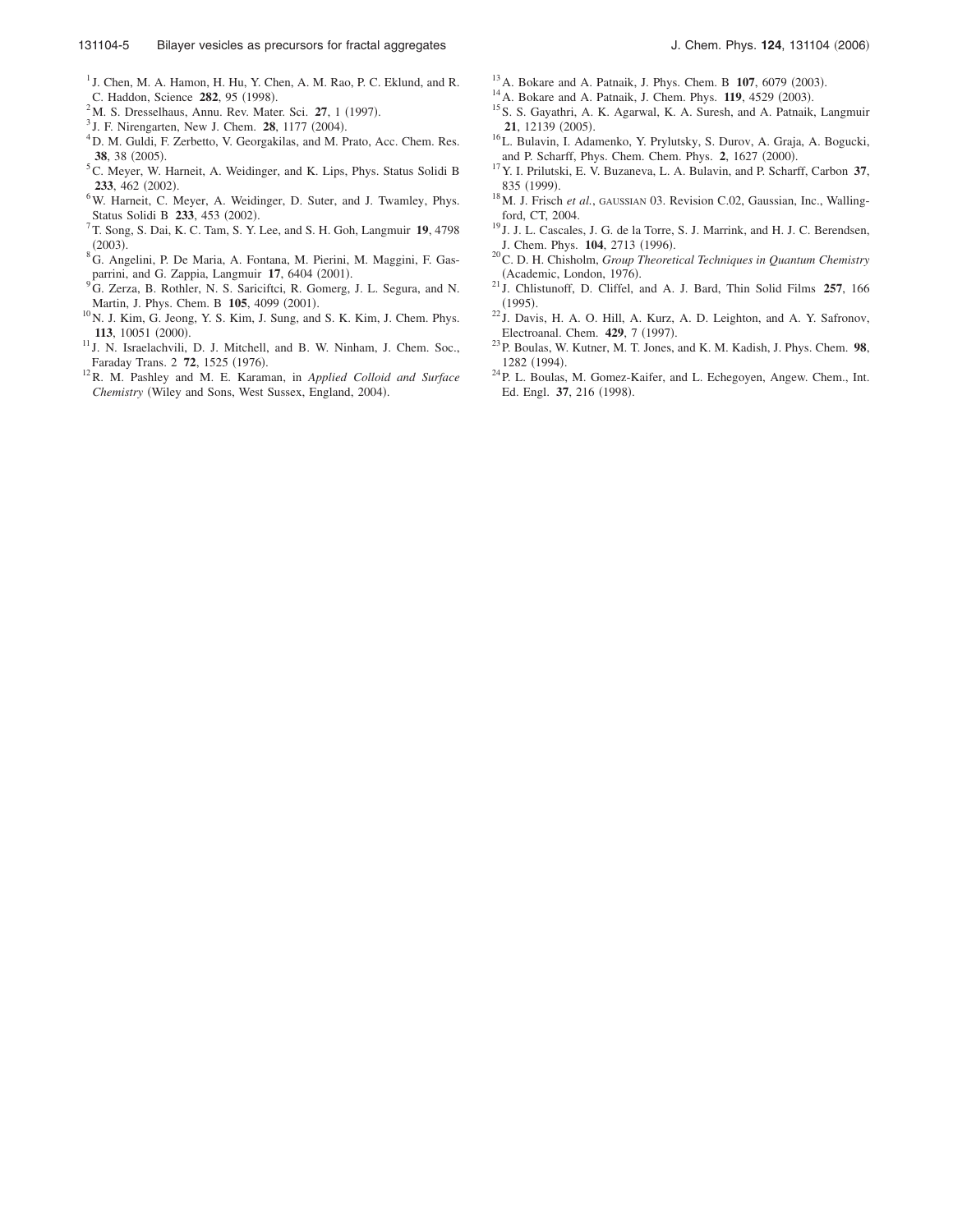[1] J. Chen, M. A. Hamon, H. Hu, Y. Chen, A. M. Rao, P. C. Eklund, and R. C. Haddon, Science **282**, 95 (1998).

[2] M. S. Dresselhaus, Annu. Rev. Mater. Sci. **27**, 1 (1997).

[3] J. F. Nirengarten, New J. Chem. **28**, 1177 (2004).

[4] D. M. Guldi, F. Zerbetto, V. Georgakilas, and M. Prato, Acc. Chem. Res. **38**, 38 (2005).

[5] C. Meyer, W. Harneit, A. Weidinger, and K. Lips, Phys. Status Solidi B **233**, 462 (2002).

[6] W. Harneit, C. Meyer, A. Weidinger, D. Suter, and J. Twamley, Phys. Status Solidi B **233**, 453 (2002).

[7] T. Song, S. Dai, K. C. Tam, S. Y. Lee, and S. H. Goh, Langmuir **19**, 4798 (2003).

[8] G. Angelini, P. De Maria, A. Fontana, M. Pierini, M. Maggini, F. Gasparrini, and G. Zappia, Langmuir **17**, 6404 (2001).

[9] G. Zerza, B. Rothler, N. S. Sariciftci, R. Gomerg, J. L. Segura, and N. Martin, J. Phys. Chem. B **105**, 4099 (2001).

[10] N. J. Kim, G. Jeong, Y. S. Kim, J. Sung, and S. K. Kim, J. Chem. Phys. **113**, 10051 (2000).

[11] J. N. Israelachvili, D. J. Mitchell, and B. W. Ninham, J. Chem. Soc., Faraday Trans. 2 **72**, 1525 (1976).

[12] R. M. Pashley and M. E. Karaman, in *Applied Colloid and Surface Chemistry* (Wiley and Sons, West Sussex, England, 2004).

[13] A. Bokare and A. Patnaik, J. Phys. Chem. B **107**, 6079 (2003).

[14] A. Bokare and A. Patnaik, J. Chem. Phys. **119**, 4529 (2003).

[15] S. S. Gayathri, A. K. Agarwal, K. A. Suresh, and A. Patnaik, Langmuir **21**, 12139 (2005).

[16] L. Bulavin, I. Adamenko, Y. Prylutsky, S. Durov, A. Graja, A. Bogucki, and P. Scharff, Phys. Chem. Chem. Phys. **2**, 1627 (2000).

[17] Y. I. Prilutski, E. V. Buzaneva, L. A. Bulavin, and P. Scharff, Carbon **37**, 835 (1999).

[18] M. J. Frisch *et al.*, GAUSSIAN 03. Revision C.02, Gaussian, Inc., Wallingford, CT, 2004.

[19] J. J. L. Cascales, J. G. de la Torre, S. J. Marrink, and H. J. C. Berendsen, J. Chem. Phys. **104**, 2713 (1996).

[20] C. D. H. Chisholm, *Group Theoretical Techniques in Quantum Chemistry* (Academic, London, 1976).

[21] J. Chlistunoff, D. Cliffel, and A. J. Bard, Thin Solid Films **257**, 166 (1995).

[22] J. Davis, H. A. O. Hill, A. Kurz, A. D. Leighton, and A. Y. Safronov, Electroanal. Chem. **429**, 7 (1997).

[23] P. Boulas, W. Kutner, M. T. Jones, and K. M. Kadish, J. Phys. Chem. **98**, 1282 (1994).

[24] P. L. Boulas, M. Gomez-Kaifer, and L. Echegoyen, Angew. Chem., Int. Ed. Engl. **37**, 216 (1998).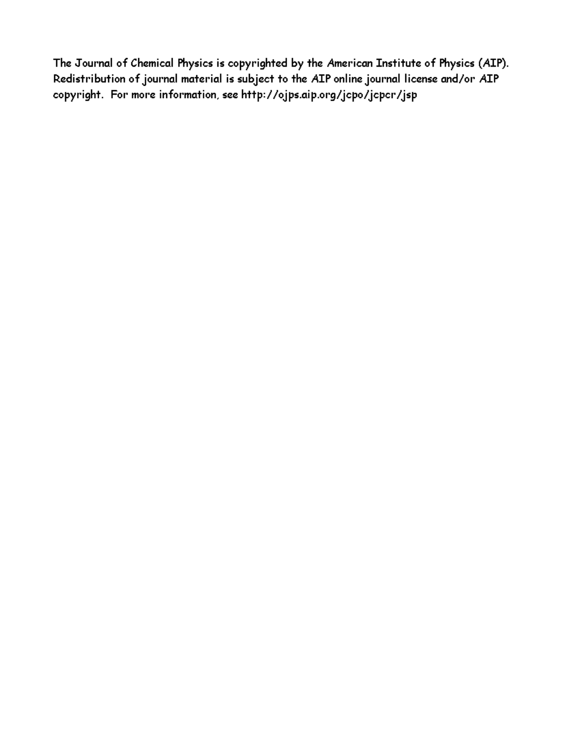The Journal of Chemical Physics is copyrighted by the American Institute of Physics (AIP). Redistribution of journal material is subject to the AIP online journal license and/or AIP copyright. For more information, see http://ojps.aip.org/jcpo/jcpcr/jsp